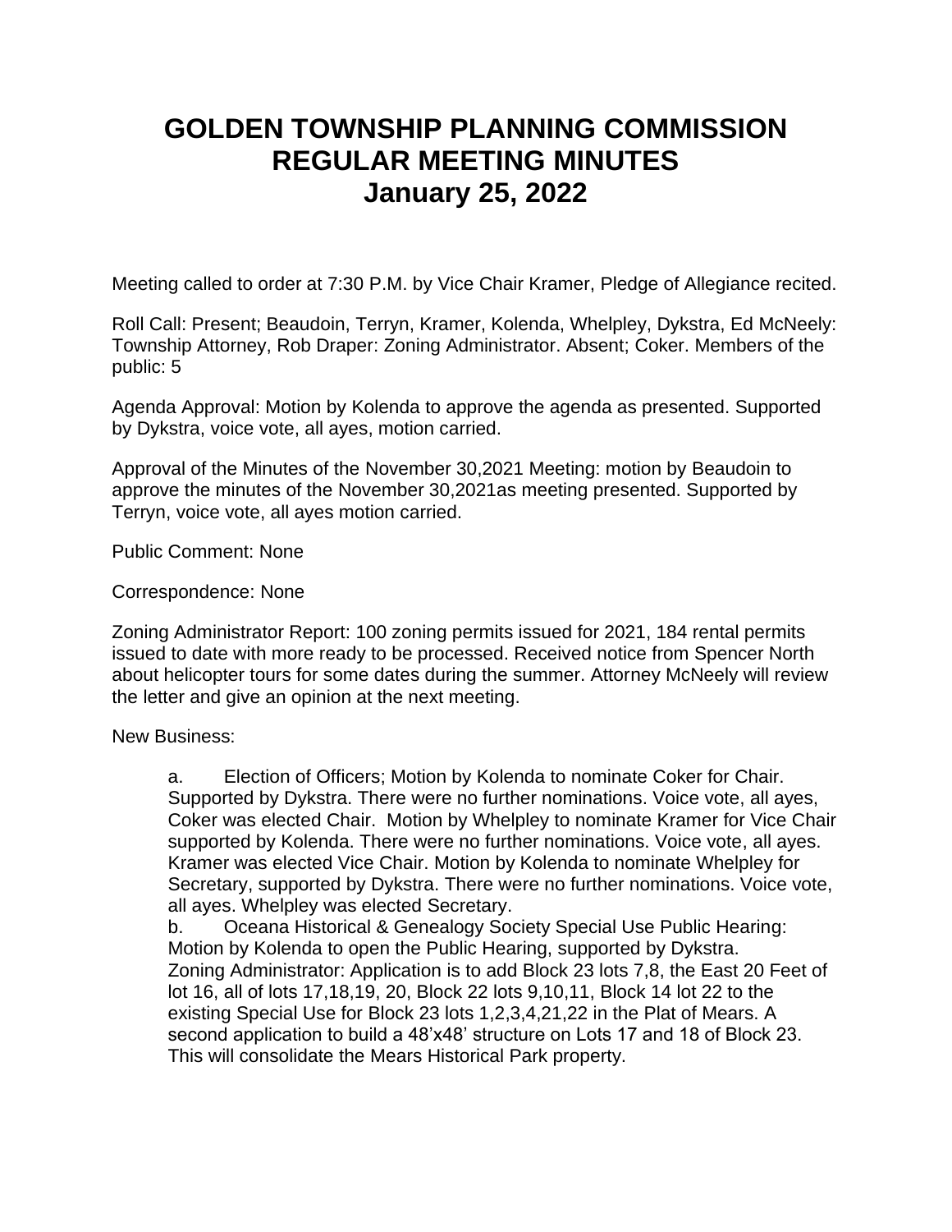# GOLDEN TOWNSHIP PLANNING COMMISSION REGULAR MEETING MINUTES January 25, 2022

Meeting called to order at 7:30 P.M. by Vice Chair Kramer, Pledge of Allegiance recited.

Roll Call: Present; Beaudoin, Terryn, Kramer, Kolenda, Whelpley, Dykstra, Ed McNeely: Township Attorney, Rob Draper: Zoning Administrator. Absent; Coker. Members of the public: 5

Agenda Approval: Motion by Kolenda to approve the agenda as presented. Supported by Dykstra, voice vote, all ayes, motion carried.

Approval of the Minutes of the November 30,2021 Meeting: motion by Beaudoin to approve the minutes of the November 30,2021as meeting presented. Supported by Terryn, voice vote, all ayes motion carried.

Public Comment: None

Correspondence: None

Zoning Administrator Report: 100 zoning permits issued for 2021, 184 rental permits issued to date with more ready to be processed. Received notice from Spencer North about helicopter tours for some dates during the summer. Attorney McNeely will review the letter and give an opinion at the next meeting.

New Business:

a. Election of Officers; Motion by Kolenda to nominate Coker for Chair. Supported by Dykstra. There were no further nominations. Voice vote, all ayes, Coker was elected Chair. Motion by Whelpley to nominate Kramer for Vice Chair supported by Kolenda. There were no further nominations. Voice vote, all ayes. Kramer was elected Vice Chair. Motion by Kolenda to nominate Whelpley for Secretary, supported by Dykstra. There were no further nominations. Voice vote, all ayes. Whelpley was elected Secretary.

b. Oceana Historical & Genealogy Society Special Use Public Hearing: Motion by Kolenda to open the Public Hearing, supported by Dykstra. Zoning Administrator: Application is to add Block 23 lots 7,8, the East 20 Feet of lot 16, all of lots 17,18,19, 20, Block 22 lots 9,10,11, Block 14 lot 22 to the existing Special Use for Block 23 lots 1,2,3,4,21,22 in the Plat of Mears. A second application to build a 48'x48' structure on Lots 17 and 18 of Block 23. This will consolidate the Mears Historical Park property.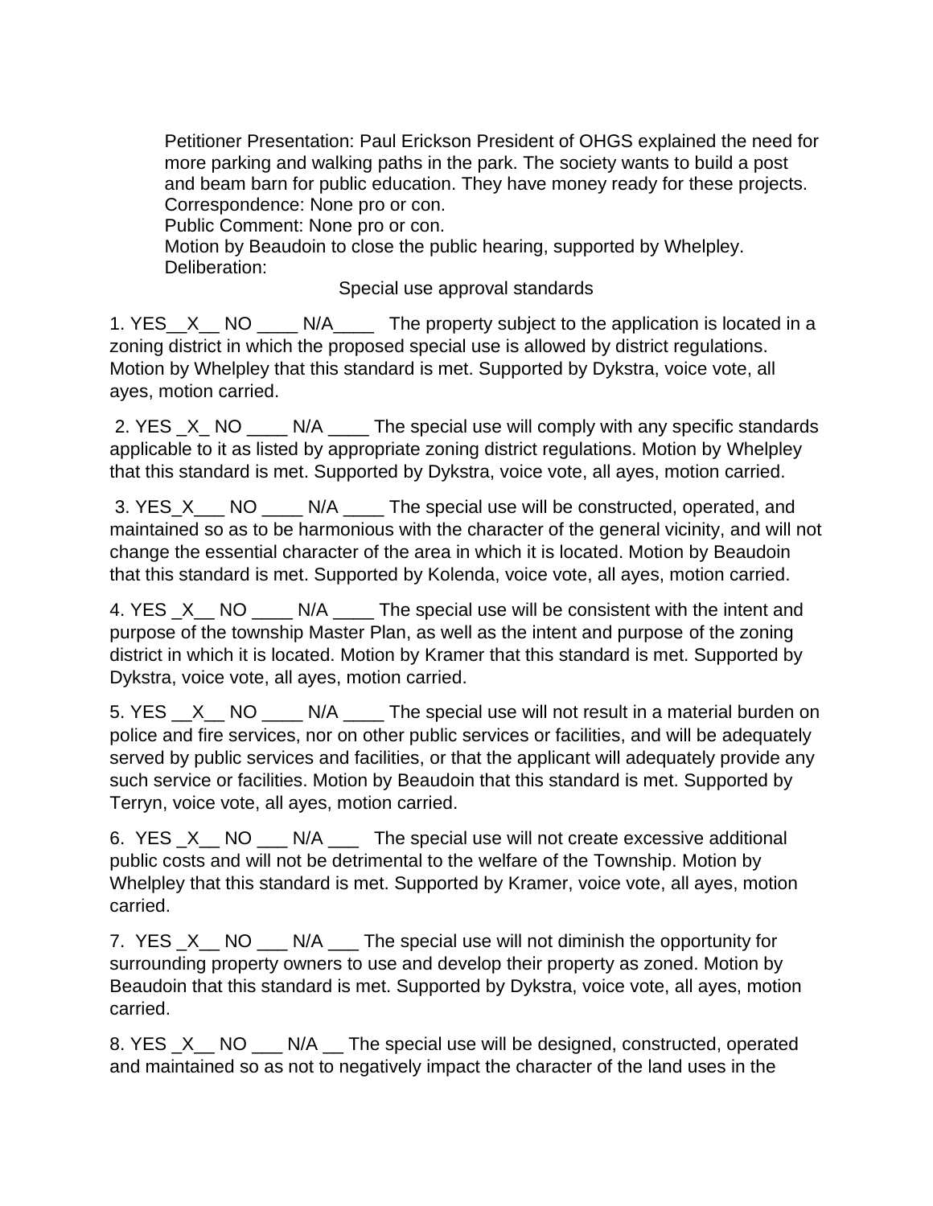Petitioner Presentation: Paul Erickson President of OHGS explained the need for more parking and walking paths in the park. The society wants to build a post and beam barn for public education. They have money ready for these projects.
Correspondence: None pro or con.
Public Comment: None pro or con.
Motion by Beaudoin to close the public hearing, supported by Whelpley.
Deliberation:

Special use approval standards

1. YES__X__ NO ____ N/A____ The property subject to the application is located in a zoning district in which the proposed special use is allowed by district regulations. Motion by Whelpley that this standard is met. Supported by Dykstra, voice vote, all ayes, motion carried.

2. YES _X_ NO ____ N/A ____ The special use will comply with any specific standards applicable to it as listed by appropriate zoning district regulations. Motion by Whelpley that this standard is met. Supported by Dykstra, voice vote, all ayes, motion carried.

3. YES_X___ NO ____ N/A ____ The special use will be constructed, operated, and maintained so as to be harmonious with the character of the general vicinity, and will not change the essential character of the area in which it is located. Motion by Beaudoin that this standard is met. Supported by Kolenda, voice vote, all ayes, motion carried.

4. YES _X__ NO ____ N/A ____ The special use will be consistent with the intent and purpose of the township Master Plan, as well as the intent and purpose of the zoning district in which it is located. Motion by Kramer that this standard is met. Supported by Dykstra, voice vote, all ayes, motion carried.

5. YES __X__ NO ____ N/A ____ The special use will not result in a material burden on police and fire services, nor on other public services or facilities, and will be adequately served by public services and facilities, or that the applicant will adequately provide any such service or facilities. Motion by Beaudoin that this standard is met. Supported by Terryn, voice vote, all ayes, motion carried.

6. YES _X__ NO ___ N/A ___ The special use will not create excessive additional public costs and will not be detrimental to the welfare of the Township. Motion by Whelpley that this standard is met. Supported by Kramer, voice vote, all ayes, motion carried.

7. YES _X__ NO ___ N/A ___ The special use will not diminish the opportunity for surrounding property owners to use and develop their property as zoned. Motion by Beaudoin that this standard is met. Supported by Dykstra, voice vote, all ayes, motion carried.

8. YES _X__ NO ___ N/A __ The special use will be designed, constructed, operated and maintained so as not to negatively impact the character of the land uses in the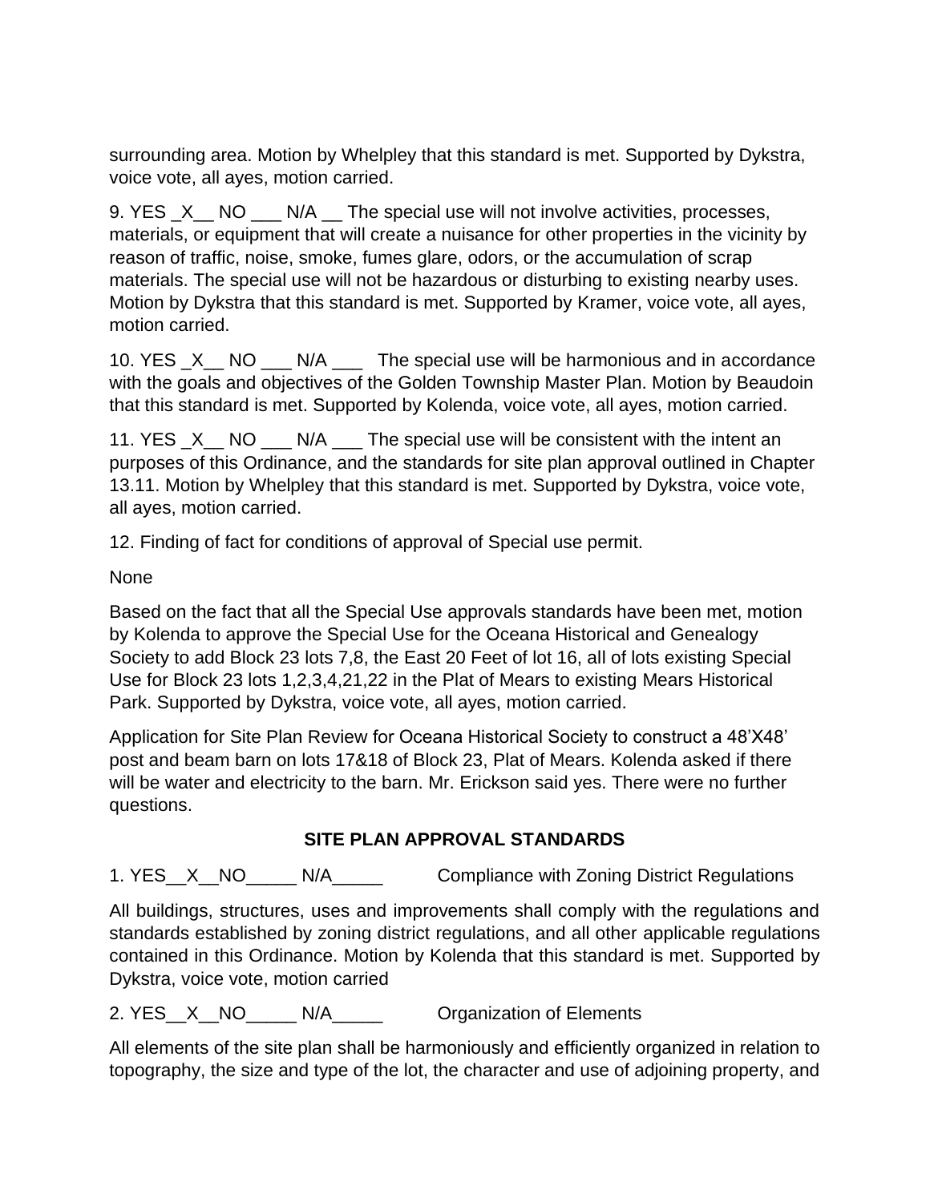surrounding area. Motion by Whelpley that this standard is met. Supported by Dykstra, voice vote, all ayes, motion carried.

9. YES _X__ NO ___ N/A __ The special use will not involve activities, processes, materials, or equipment that will create a nuisance for other properties in the vicinity by reason of traffic, noise, smoke, fumes glare, odors, or the accumulation of scrap materials. The special use will not be hazardous or disturbing to existing nearby uses. Motion by Dykstra that this standard is met. Supported by Kramer, voice vote, all ayes, motion carried.

10. YES _X__ NO ___ N/A ___ The special use will be harmonious and in accordance with the goals and objectives of the Golden Township Master Plan. Motion by Beaudoin that this standard is met. Supported by Kolenda, voice vote, all ayes, motion carried.

11. YES _X__ NO ___ N/A ___ The special use will be consistent with the intent an purposes of this Ordinance, and the standards for site plan approval outlined in Chapter 13.11. Motion by Whelpley that this standard is met. Supported by Dykstra, voice vote, all ayes, motion carried.

12. Finding of fact for conditions of approval of Special use permit.

None

Based on the fact that all the Special Use approvals standards have been met, motion by Kolenda to approve the Special Use for the Oceana Historical and Genealogy Society to add Block 23 lots 7,8, the East 20 Feet of lot 16, all of lots existing Special Use for Block 23 lots 1,2,3,4,21,22 in the Plat of Mears to existing Mears Historical Park. Supported by Dykstra, voice vote, all ayes, motion carried.

Application for Site Plan Review for Oceana Historical Society to construct a 48'X48' post and beam barn on lots 17&18 of Block 23, Plat of Mears. Kolenda asked if there will be water and electricity to the barn. Mr. Erickson said yes. There were no further questions.

**SITE PLAN APPROVAL STANDARDS**

1. YES__X__NO_____ N/A_____ Compliance with Zoning District Regulations

All buildings, structures, uses and improvements shall comply with the regulations and standards established by zoning district regulations, and all other applicable regulations contained in this Ordinance. Motion by Kolenda that this standard is met. Supported by Dykstra, voice vote, motion carried

2. YES__X__NO_____ N/A_____ Organization of Elements

All elements of the site plan shall be harmoniously and efficiently organized in relation to topography, the size and type of the lot, the character and use of adjoining property, and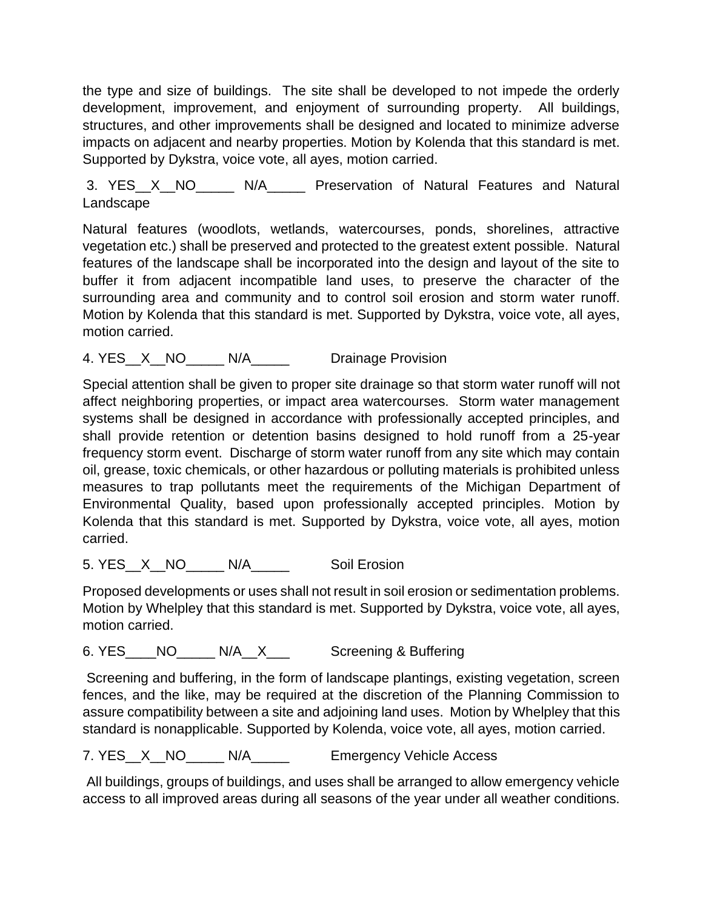the type and size of buildings. The site shall be developed to not impede the orderly development, improvement, and enjoyment of surrounding property. All buildings, structures, and other improvements shall be designed and located to minimize adverse impacts on adjacent and nearby properties. Motion by Kolenda that this standard is met. Supported by Dykstra, voice vote, all ayes, motion carried.

3. YES__X__NO_____ N/A_____ Preservation of Natural Features and Natural Landscape

Natural features (woodlots, wetlands, watercourses, ponds, shorelines, attractive vegetation etc.) shall be preserved and protected to the greatest extent possible. Natural features of the landscape shall be incorporated into the design and layout of the site to buffer it from adjacent incompatible land uses, to preserve the character of the surrounding area and community and to control soil erosion and storm water runoff. Motion by Kolenda that this standard is met. Supported by Dykstra, voice vote, all ayes, motion carried.

4. YES__X__NO_____ N/A_____ Drainage Provision

Special attention shall be given to proper site drainage so that storm water runoff will not affect neighboring properties, or impact area watercourses. Storm water management systems shall be designed in accordance with professionally accepted principles, and shall provide retention or detention basins designed to hold runoff from a 25-year frequency storm event. Discharge of storm water runoff from any site which may contain oil, grease, toxic chemicals, or other hazardous or polluting materials is prohibited unless measures to trap pollutants meet the requirements of the Michigan Department of Environmental Quality, based upon professionally accepted principles. Motion by Kolenda that this standard is met. Supported by Dykstra, voice vote, all ayes, motion carried.

5. YES__X__NO_____ N/A_____ Soil Erosion

Proposed developments or uses shall not result in soil erosion or sedimentation problems. Motion by Whelpley that this standard is met. Supported by Dykstra, voice vote, all ayes, motion carried.

6. YES____NO_____ N/A__X___ Screening & Buffering

Screening and buffering, in the form of landscape plantings, existing vegetation, screen fences, and the like, may be required at the discretion of the Planning Commission to assure compatibility between a site and adjoining land uses. Motion by Whelpley that this standard is nonapplicable. Supported by Kolenda, voice vote, all ayes, motion carried.

7. YES__X__NO_____ N/A_____ Emergency Vehicle Access

All buildings, groups of buildings, and uses shall be arranged to allow emergency vehicle access to all improved areas during all seasons of the year under all weather conditions.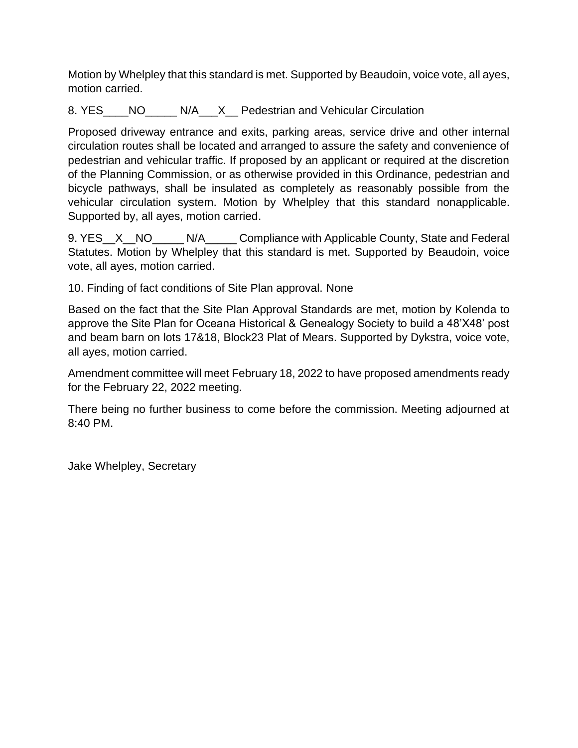Motion by Whelpley that this standard is met. Supported by Beaudoin, voice vote, all ayes, motion carried.

8. YES____NO_____ N/A___X__ Pedestrian and Vehicular Circulation

Proposed driveway entrance and exits, parking areas, service drive and other internal circulation routes shall be located and arranged to assure the safety and convenience of pedestrian and vehicular traffic. If proposed by an applicant or required at the discretion of the Planning Commission, or as otherwise provided in this Ordinance, pedestrian and bicycle pathways, shall be insulated as completely as reasonably possible from the vehicular circulation system. Motion by Whelpley that this standard nonapplicable. Supported by, all ayes, motion carried.

9. YES__X__NO_____ N/A_____ Compliance with Applicable County, State and Federal Statutes. Motion by Whelpley that this standard is met. Supported by Beaudoin, voice vote, all ayes, motion carried.

10. Finding of fact conditions of Site Plan approval. None

Based on the fact that the Site Plan Approval Standards are met, motion by Kolenda to approve the Site Plan for Oceana Historical & Genealogy Society to build a 48'X48' post and beam barn on lots 17&18, Block23 Plat of Mears. Supported by Dykstra, voice vote, all ayes, motion carried.

Amendment committee will meet February 18, 2022 to have proposed amendments ready for the February 22, 2022 meeting.

There being no further business to come before the commission. Meeting adjourned at 8:40 PM.

Jake Whelpley, Secretary